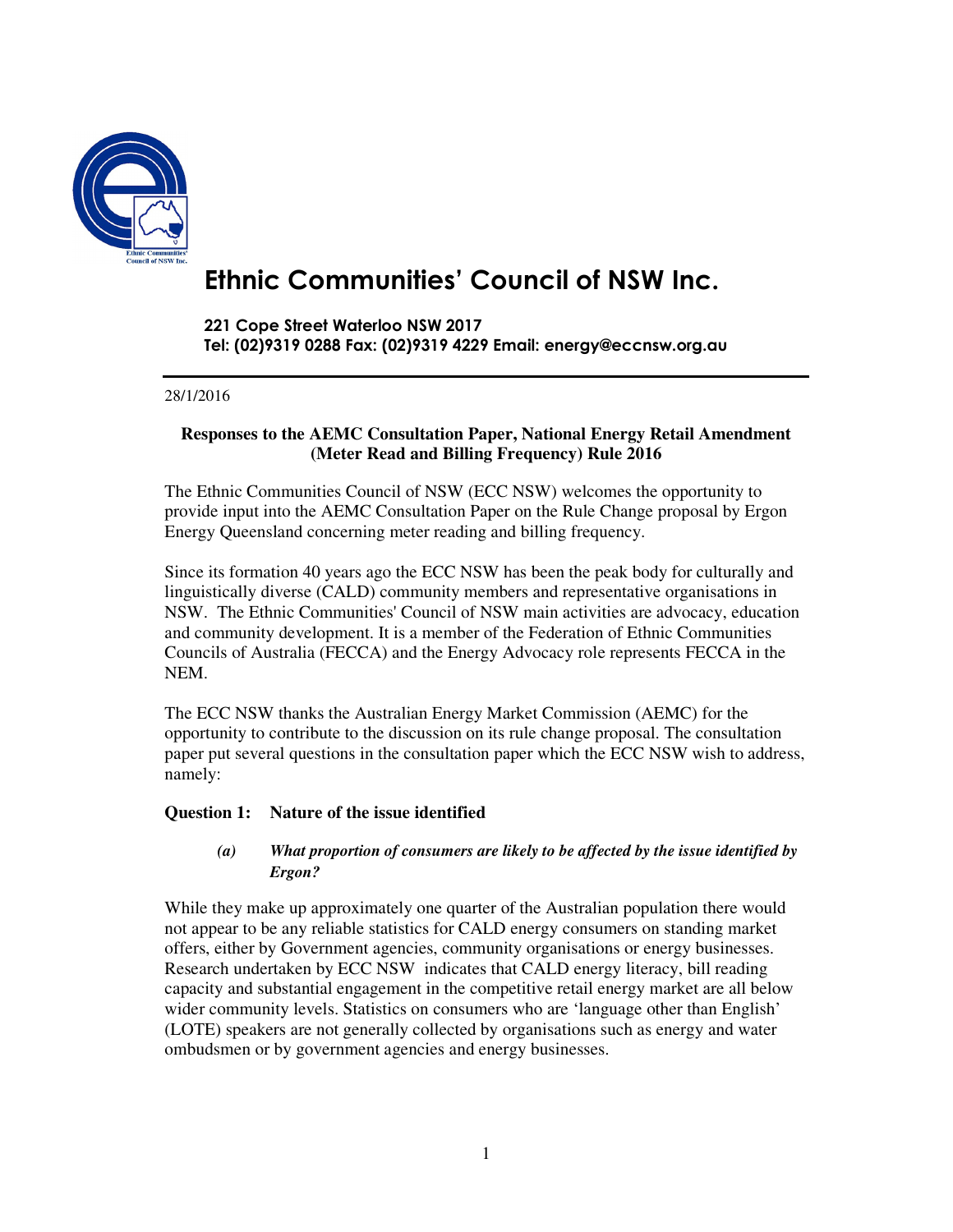# Ethnic Communities' Council of NSW Inc.

**221 Cope Street Waterloo NSW 2017**
**Tel: (02)9319 0288 Fax: (02)9319 4229 Email: energy@eccnsw.org.au**

---

28/1/2016

**Responses to the AEMC Consultation Paper, National Energy Retail Amendment (Meter Read and Billing Frequency) Rule 2016**

The Ethnic Communities Council of NSW (ECC NSW) welcomes the opportunity to provide input into the AEMC Consultation Paper on the Rule Change proposal by Ergon Energy Queensland concerning meter reading and billing frequency.

Since its formation 40 years ago the ECC NSW has been the peak body for culturally and linguistically diverse (CALD) community members and representative organisations in NSW. The Ethnic Communities' Council of NSW main activities are advocacy, education and community development. It is a member of the Federation of Ethnic Communities Councils of Australia (FECCA) and the Energy Advocacy role represents FECCA in the NEM.

The ECC NSW thanks the Australian Energy Market Commission (AEMC) for the opportunity to contribute to the discussion on its rule change proposal. The consultation paper put several questions in the consultation paper which the ECC NSW wish to address, namely:

### Question 1: Nature of the issue identified

***(a) What proportion of consumers are likely to be affected by the issue identified by Ergon?***

While they make up approximately one quarter of the Australian population there would not appear to be any reliable statistics for CALD energy consumers on standing market offers, either by Government agencies, community organisations or energy businesses. Research undertaken by ECC NSW indicates that CALD energy literacy, bill reading capacity and substantial engagement in the competitive retail energy market are all below wider community levels. Statistics on consumers who are 'language other than English' (LOTE) speakers are not generally collected by organisations such as energy and water ombudsmen or by government agencies and energy businesses.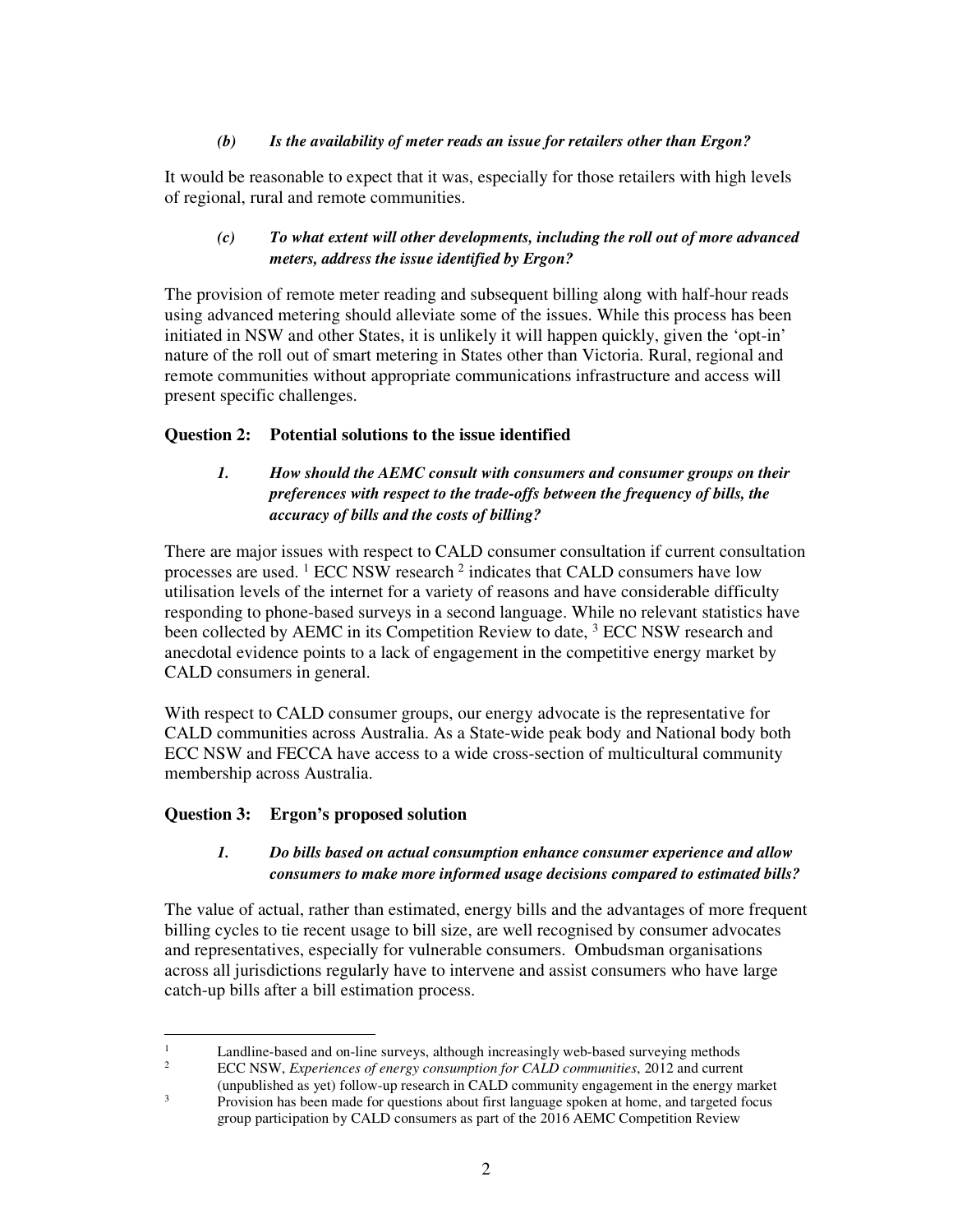*(b) Is the availability of meter reads an issue for retailers other than Ergon?*

It would be reasonable to expect that it was, especially for those retailers with high levels of regional, rural and remote communities.

*(c) To what extent will other developments, including the roll out of more advanced meters, address the issue identified by Ergon?*

The provision of remote meter reading and subsequent billing along with half-hour reads using advanced metering should alleviate some of the issues. While this process has been initiated in NSW and other States, it is unlikely it will happen quickly, given the 'opt-in' nature of the roll out of smart metering in States other than Victoria. Rural, regional and remote communities without appropriate communications infrastructure and access will present specific challenges.

## Question 2: Potential solutions to the issue identified

*1. How should the AEMC consult with consumers and consumer groups on their preferences with respect to the trade-offs between the frequency of bills, the accuracy of bills and the costs of billing?*

There are major issues with respect to CALD consumer consultation if current consultation processes are used. [1] ECC NSW research [2] indicates that CALD consumers have low utilisation levels of the internet for a variety of reasons and have considerable difficulty responding to phone-based surveys in a second language. While no relevant statistics have been collected by AEMC in its Competition Review to date, [3] ECC NSW research and anecdotal evidence points to a lack of engagement in the competitive energy market by CALD consumers in general.

With respect to CALD consumer groups, our energy advocate is the representative for CALD communities across Australia. As a State-wide peak body and National body both ECC NSW and FECCA have access to a wide cross-section of multicultural community membership across Australia.

## Question 3: Ergon's proposed solution

*1. Do bills based on actual consumption enhance consumer experience and allow consumers to make more informed usage decisions compared to estimated bills?*

The value of actual, rather than estimated, energy bills and the advantages of more frequent billing cycles to tie recent usage to bill size, are well recognised by consumer advocates and representatives, especially for vulnerable consumers. Ombudsman organisations across all jurisdictions regularly have to intervene and assist consumers who have large catch-up bills after a bill estimation process.

---

[1] Landline-based and on-line surveys, although increasingly web-based surveying methods

[2] ECC NSW, *Experiences of energy consumption for CALD communities*, 2012 and current (unpublished as yet) follow-up research in CALD community engagement in the energy market

[3] Provision has been made for questions about first language spoken at home, and targeted focus group participation by CALD consumers as part of the 2016 AEMC Competition Review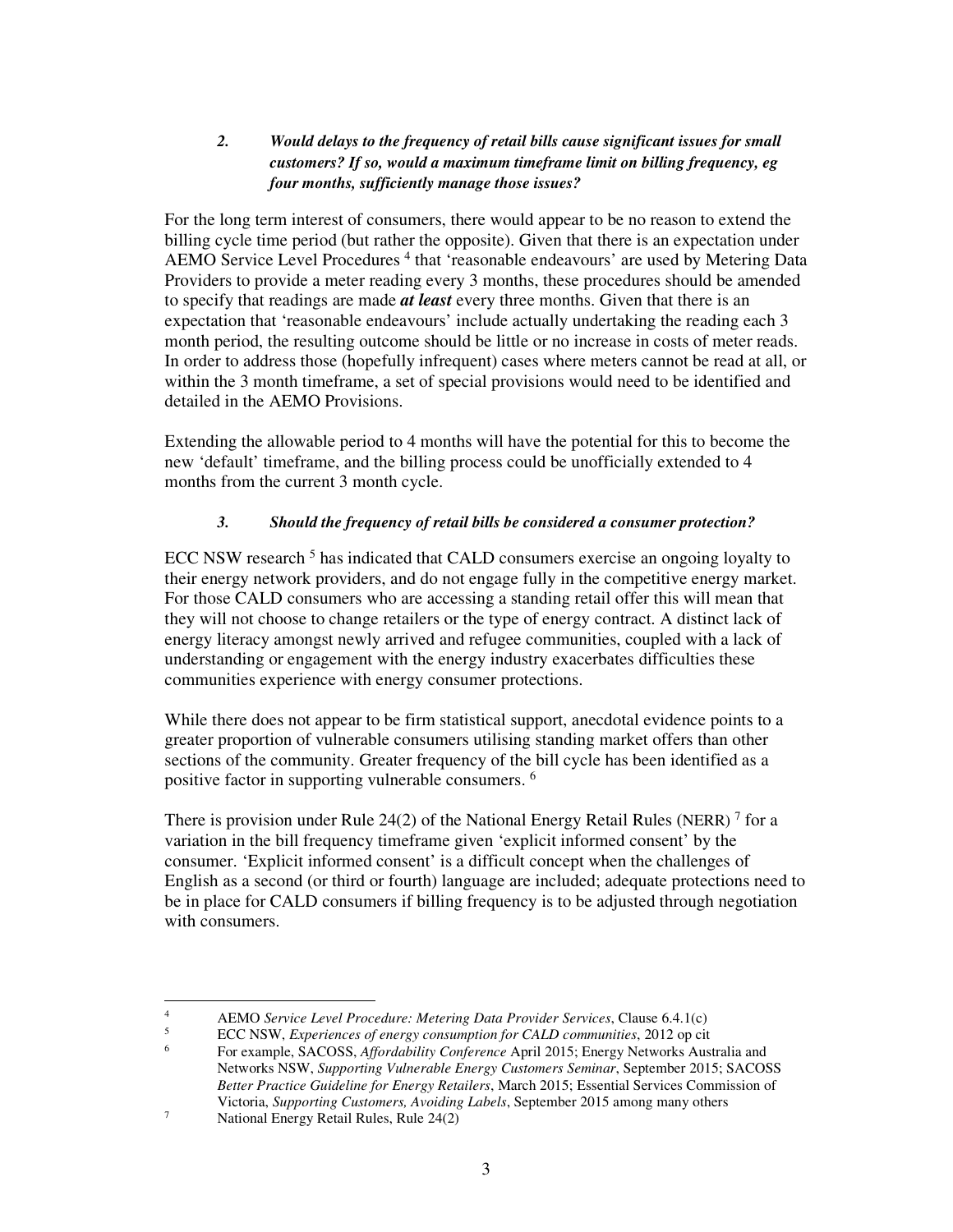2. ***Would delays to the frequency of retail bills cause significant issues for small customers? If so, would a maximum timeframe limit on billing frequency, eg four months, sufficiently manage those issues?***

For the long term interest of consumers, there would appear to be no reason to extend the billing cycle time period (but rather the opposite). Given that there is an expectation under AEMO Service Level Procedures [4] that 'reasonable endeavours' are used by Metering Data Providers to provide a meter reading every 3 months, these procedures should be amended to specify that readings are made ***at least*** every three months. Given that there is an expectation that 'reasonable endeavours' include actually undertaking the reading each 3 month period, the resulting outcome should be little or no increase in costs of meter reads. In order to address those (hopefully infrequent) cases where meters cannot be read at all, or within the 3 month timeframe, a set of special provisions would need to be identified and detailed in the AEMO Provisions.

Extending the allowable period to 4 months will have the potential for this to become the new 'default' timeframe, and the billing process could be unofficially extended to 4 months from the current 3 month cycle.

3. ***Should the frequency of retail bills be considered a consumer protection?***

ECC NSW research [5] has indicated that CALD consumers exercise an ongoing loyalty to their energy network providers, and do not engage fully in the competitive energy market. For those CALD consumers who are accessing a standing retail offer this will mean that they will not choose to change retailers or the type of energy contract. A distinct lack of energy literacy amongst newly arrived and refugee communities, coupled with a lack of understanding or engagement with the energy industry exacerbates difficulties these communities experience with energy consumer protections.

While there does not appear to be firm statistical support, anecdotal evidence points to a greater proportion of vulnerable consumers utilising standing market offers than other sections of the community. Greater frequency of the bill cycle has been identified as a positive factor in supporting vulnerable consumers. [6]

There is provision under Rule 24(2) of the National Energy Retail Rules (NERR) [7] for a variation in the bill frequency timeframe given 'explicit informed consent' by the consumer. 'Explicit informed consent' is a difficult concept when the challenges of English as a second (or third or fourth) language are included; adequate protections need to be in place for CALD consumers if billing frequency is to be adjusted through negotiation with consumers.

---

[4] AEMO *Service Level Procedure: Metering Data Provider Services*, Clause 6.4.1(c)

[5] ECC NSW, *Experiences of energy consumption for CALD communities*, 2012 op cit

[6] For example, SACOSS, *Affordability Conference* April 2015; Energy Networks Australia and Networks NSW, *Supporting Vulnerable Energy Customers Seminar*, September 2015; SACOSS *Better Practice Guideline for Energy Retailers*, March 2015; Essential Services Commission of Victoria, *Supporting Customers, Avoiding Labels*, September 2015 among many others

[7] National Energy Retail Rules, Rule 24(2)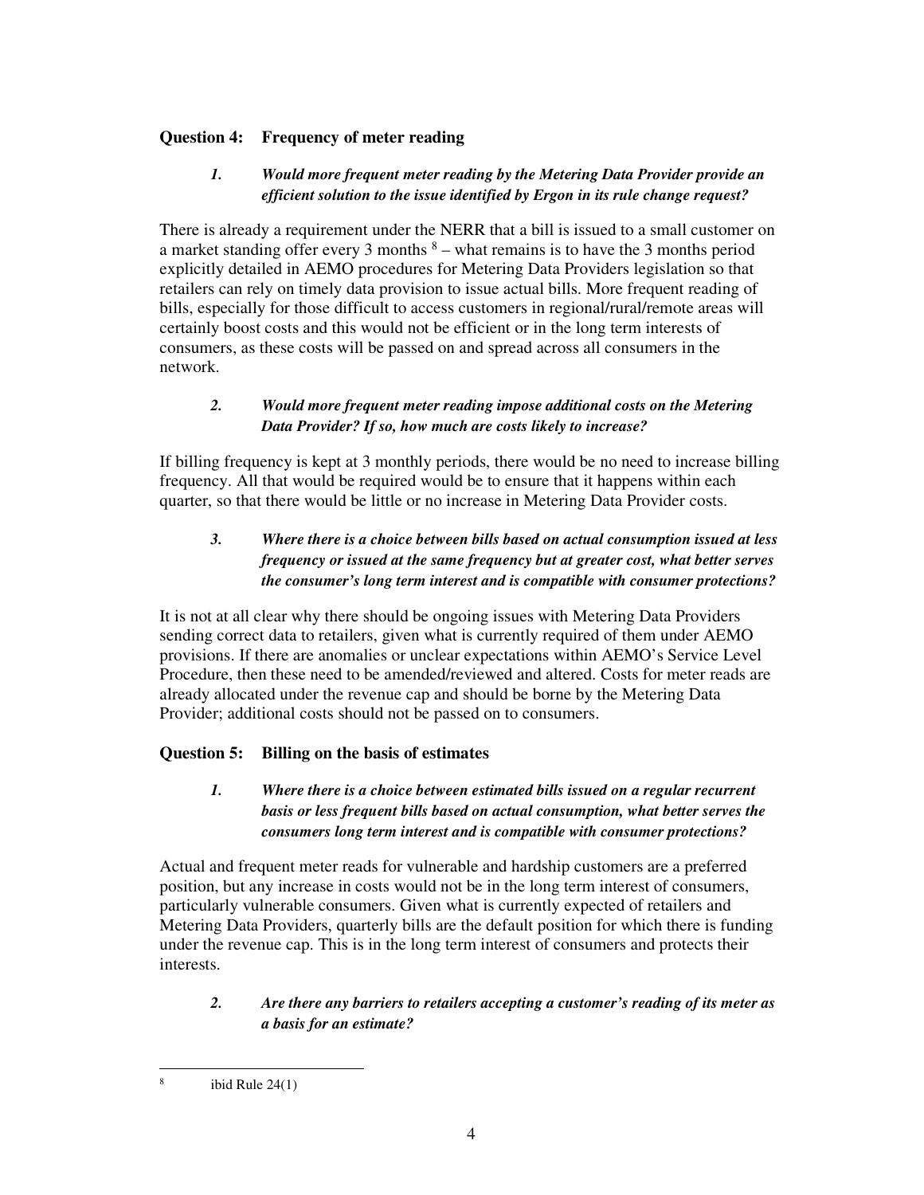## Question 4: Frequency of meter reading

***1. Would more frequent meter reading by the Metering Data Provider provide an efficient solution to the issue identified by Ergon in its rule change request?***

There is already a requirement under the NERR that a bill is issued to a small customer on a market standing offer every 3 months [8] – what remains is to have the 3 months period explicitly detailed in AEMO procedures for Metering Data Providers legislation so that retailers can rely on timely data provision to issue actual bills. More frequent reading of bills, especially for those difficult to access customers in regional/rural/remote areas will certainly boost costs and this would not be efficient or in the long term interests of consumers, as these costs will be passed on and spread across all consumers in the network.

***2. Would more frequent meter reading impose additional costs on the Metering Data Provider? If so, how much are costs likely to increase?***

If billing frequency is kept at 3 monthly periods, there would be no need to increase billing frequency. All that would be required would be to ensure that it happens within each quarter, so that there would be little or no increase in Metering Data Provider costs.

***3. Where there is a choice between bills based on actual consumption issued at less frequency or issued at the same frequency but at greater cost, what better serves the consumer's long term interest and is compatible with consumer protections?***

It is not at all clear why there should be ongoing issues with Metering Data Providers sending correct data to retailers, given what is currently required of them under AEMO provisions. If there are anomalies or unclear expectations within AEMO's Service Level Procedure, then these need to be amended/reviewed and altered. Costs for meter reads are already allocated under the revenue cap and should be borne by the Metering Data Provider; additional costs should not be passed on to consumers.

## Question 5: Billing on the basis of estimates

***1. Where there is a choice between estimated bills issued on a regular recurrent basis or less frequent bills based on actual consumption, what better serves the consumers long term interest and is compatible with consumer protections?***

Actual and frequent meter reads for vulnerable and hardship customers are a preferred position, but any increase in costs would not be in the long term interest of consumers, particularly vulnerable consumers. Given what is currently expected of retailers and Metering Data Providers, quarterly bills are the default position for which there is funding under the revenue cap. This is in the long term interest of consumers and protects their interests.

***2. Are there any barriers to retailers accepting a customer's reading of its meter as a basis for an estimate?***

---

[8] ibid Rule 24(1)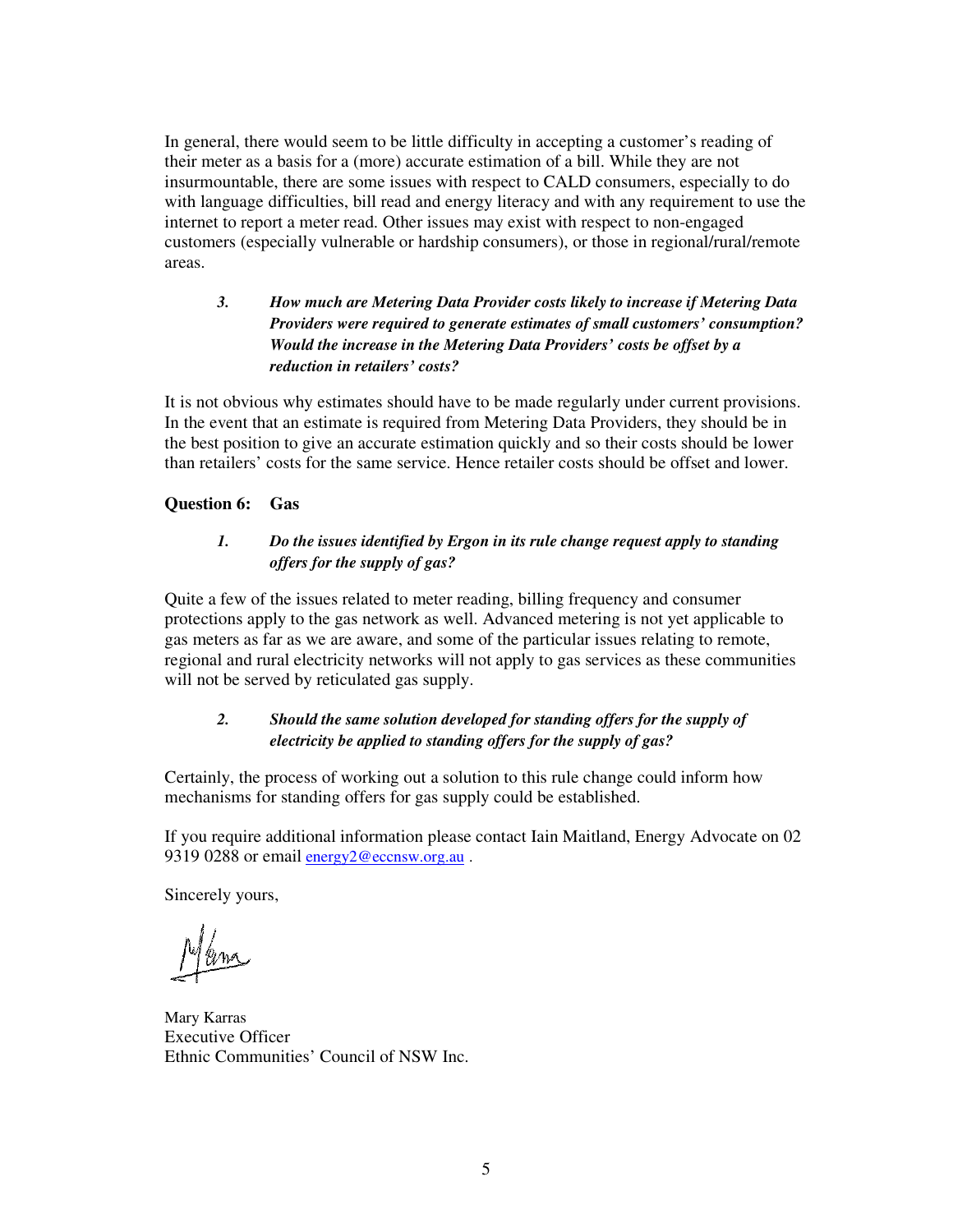In general, there would seem to be little difficulty in accepting a customer's reading of their meter as a basis for a (more) accurate estimation of a bill. While they are not insurmountable, there are some issues with respect to CALD consumers, especially to do with language difficulties, bill read and energy literacy and with any requirement to use the internet to report a meter read. Other issues may exist with respect to non-engaged customers (especially vulnerable or hardship consumers), or those in regional/rural/remote areas.

> ***3. How much are Metering Data Provider costs likely to increase if Metering Data Providers were required to generate estimates of small customers' consumption? Would the increase in the Metering Data Providers' costs be offset by a reduction in retailers' costs?***

It is not obvious why estimates should have to be made regularly under current provisions. In the event that an estimate is required from Metering Data Providers, they should be in the best position to give an accurate estimation quickly and so their costs should be lower than retailers' costs for the same service. Hence retailer costs should be offset and lower.

**Question 6: Gas**

> ***1. Do the issues identified by Ergon in its rule change request apply to standing offers for the supply of gas?***

Quite a few of the issues related to meter reading, billing frequency and consumer protections apply to the gas network as well. Advanced metering is not yet applicable to gas meters as far as we are aware, and some of the particular issues relating to remote, regional and rural electricity networks will not apply to gas services as these communities will not be served by reticulated gas supply.

> ***2. Should the same solution developed for standing offers for the supply of electricity be applied to standing offers for the supply of gas?***

Certainly, the process of working out a solution to this rule change could inform how mechanisms for standing offers for gas supply could be established.

If you require additional information please contact Iain Maitland, Energy Advocate on 02 9319 0288 or email energy2@eccnsw.org.au .

Sincerely yours,

Mary Karras
Executive Officer
Ethnic Communities' Council of NSW Inc.